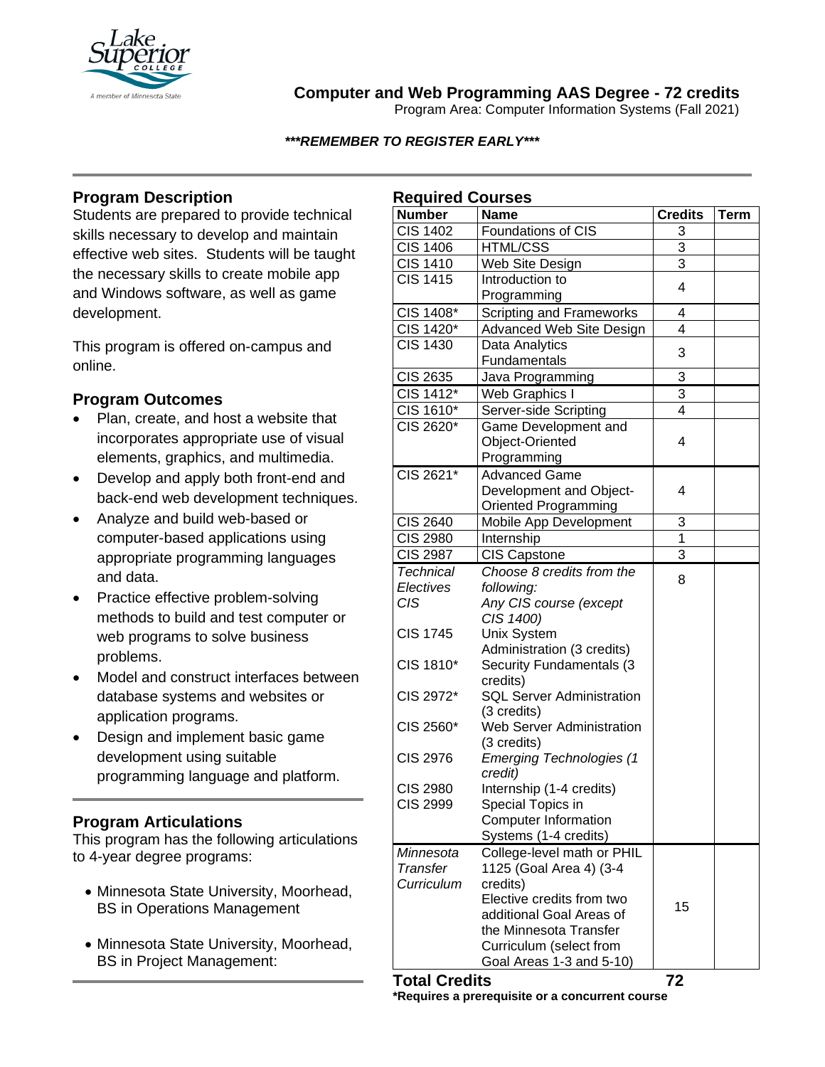# Computer and Web Programming AAS Degree - 72 credits

Program Area: Computer Information Systems (Fall 2021)

***\*\*\*REMEMBER TO REGISTER EARLY\*\*\****

## Program Description

Students are prepared to provide technical skills necessary to develop and maintain effective web sites. Students will be taught the necessary skills to create mobile app and Windows software, as well as game development.

This program is offered on-campus and online.

## Program Outcomes

- Plan, create, and host a website that incorporates appropriate use of visual elements, graphics, and multimedia.
- Develop and apply both front-end and back-end web development techniques.
- Analyze and build web-based or computer-based applications using appropriate programming languages and data.
- Practice effective problem-solving methods to build and test computer or web programs to solve business problems.
- Model and construct interfaces between database systems and websites or application programs.
- Design and implement basic game development using suitable programming language and platform.

## Program Articulations

This program has the following articulations to 4-year degree programs:

- Minnesota State University, Moorhead, BS in Operations Management
- Minnesota State University, Moorhead, BS in Project Management:

## Required Courses

| Number | Name | Credits | Term |
|---|---|---|---|
| CIS 1402 | Foundations of CIS | 3 | |
| CIS 1406 | HTML/CSS | 3 | |
| CIS 1410 | Web Site Design | 3 | |
| CIS 1415 | Introduction to Programming | 4 | |
| CIS 1408* | Scripting and Frameworks | 4 | |
| CIS 1420* | Advanced Web Site Design | 4 | |
| CIS 1430 | Data Analytics Fundamentals | 3 | |
| CIS 2635 | Java Programming | 3 | |
| CIS 1412* | Web Graphics I | 3 | |
| CIS 1610* | Server-side Scripting | 4 | |
| CIS 2620* | Game Development and Object-Oriented Programming | 4 | |
| CIS 2621* | Advanced Game Development and Object-Oriented Programming | 4 | |
| CIS 2640 | Mobile App Development | 3 | |
| CIS 2980 | Internship | 1 | |
| CIS 2987 | CIS Capstone | 3 | |
| *Technical Electives* | *Choose 8 credits from the following:* | 8 | |
| *CIS* | *Any CIS course (except CIS 1400)* | | |
| CIS 1745 | Unix System Administration (3 credits) | | |
| CIS 1810* | Security Fundamentals (3 credits) | | |
| CIS 2972* | SQL Server Administration (3 credits) | | |
| CIS 2560* | Web Server Administration (3 credits) | | |
| CIS 2976 | *Emerging Technologies (1 credit)* | | |
| CIS 2980 | Internship (1-4 credits) | | |
| CIS 2999 | Special Topics in Computer Information Systems (1-4 credits) | | |
| *Minnesota Transfer Curriculum* | College-level math or PHIL 1125 (Goal Area 4) (3-4 credits)<br>Elective credits from two additional Goal Areas of the Minnesota Transfer Curriculum (select from Goal Areas 1-3 and 5-10) | 15 | |
| **Total Credits** | | **72** | |

**\*Requires a prerequisite or a concurrent course**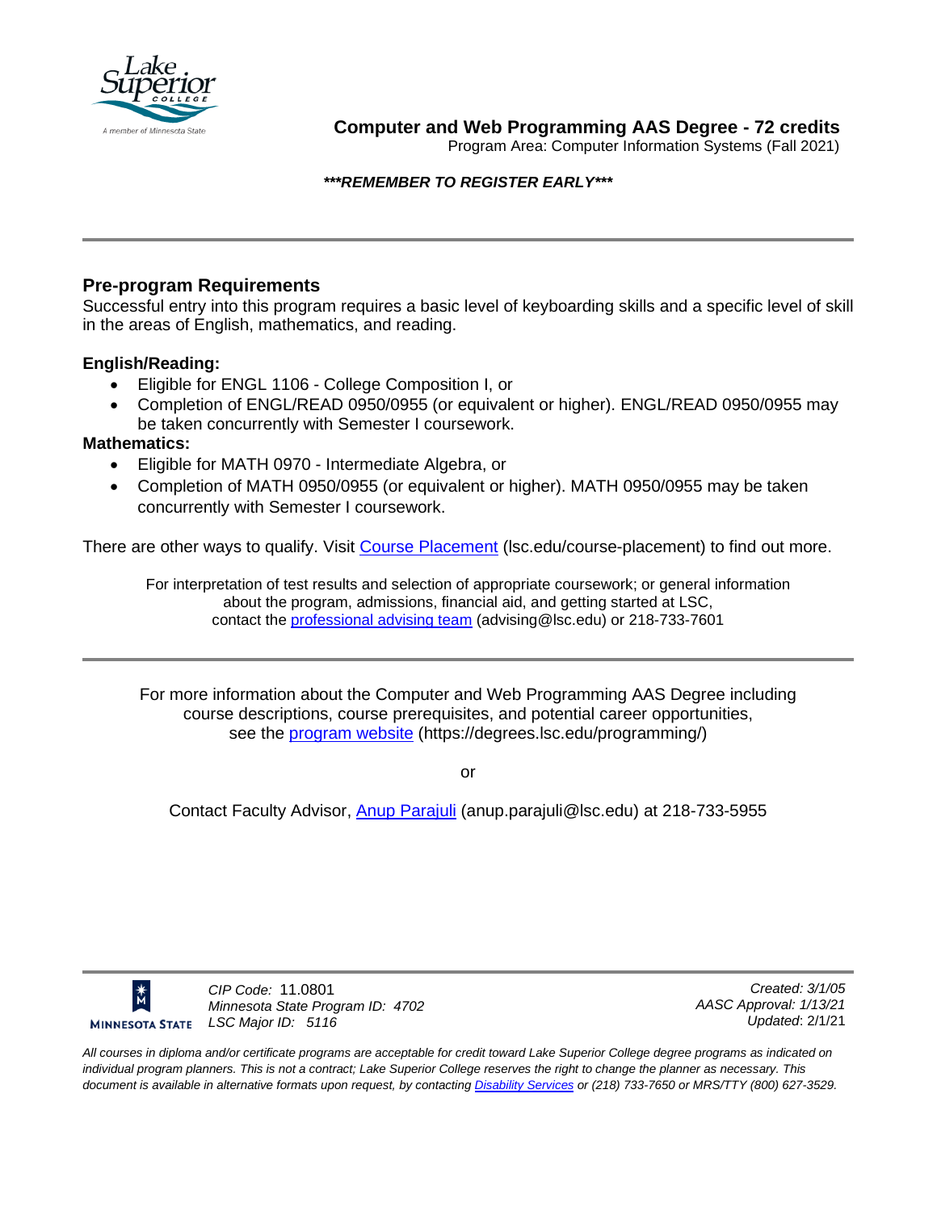# Computer and Web Programming AAS Degree - 72 credits

Program Area: Computer Information Systems (Fall 2021)

***\*\*\*REMEMBER TO REGISTER EARLY\*\*\****

---

## Pre-program Requirements

Successful entry into this program requires a basic level of keyboarding skills and a specific level of skill in the areas of English, mathematics, and reading.

**English/Reading:**

- Eligible for ENGL 1106 - College Composition I, or
- Completion of ENGL/READ 0950/0955 (or equivalent or higher). ENGL/READ 0950/0955 may be taken concurrently with Semester I coursework.

**Mathematics:**

- Eligible for MATH 0970 - Intermediate Algebra, or
- Completion of MATH 0950/0955 (or equivalent or higher). MATH 0950/0955 may be taken concurrently with Semester I coursework.

There are other ways to qualify. Visit Course Placement (lsc.edu/course-placement) to find out more.

For interpretation of test results and selection of appropriate coursework; or general information about the program, admissions, financial aid, and getting started at LSC, contact the professional advising team (advising@lsc.edu) or 218-733-7601

---

For more information about the Computer and Web Programming AAS Degree including course descriptions, course prerequisites, and potential career opportunities, see the program website (https://degrees.lsc.edu/programming/)

or

Contact Faculty Advisor, Anup Parajuli (anup.parajuli@lsc.edu) at 218-733-5955

---

*CIP Code:* 11.0801
*Minnesota State Program ID: 4702*
*LSC Major ID: 5116*

*Created: 3/1/05*
*AASC Approval: 1/13/21*
*Updated*: 2/1/21

*All courses in diploma and/or certificate programs are acceptable for credit toward Lake Superior College degree programs as indicated on individual program planners. This is not a contract; Lake Superior College reserves the right to change the planner as necessary. This document is available in alternative formats upon request, by contacting Disability Services or (218) 733-7650 or MRS/TTY (800) 627-3529.*